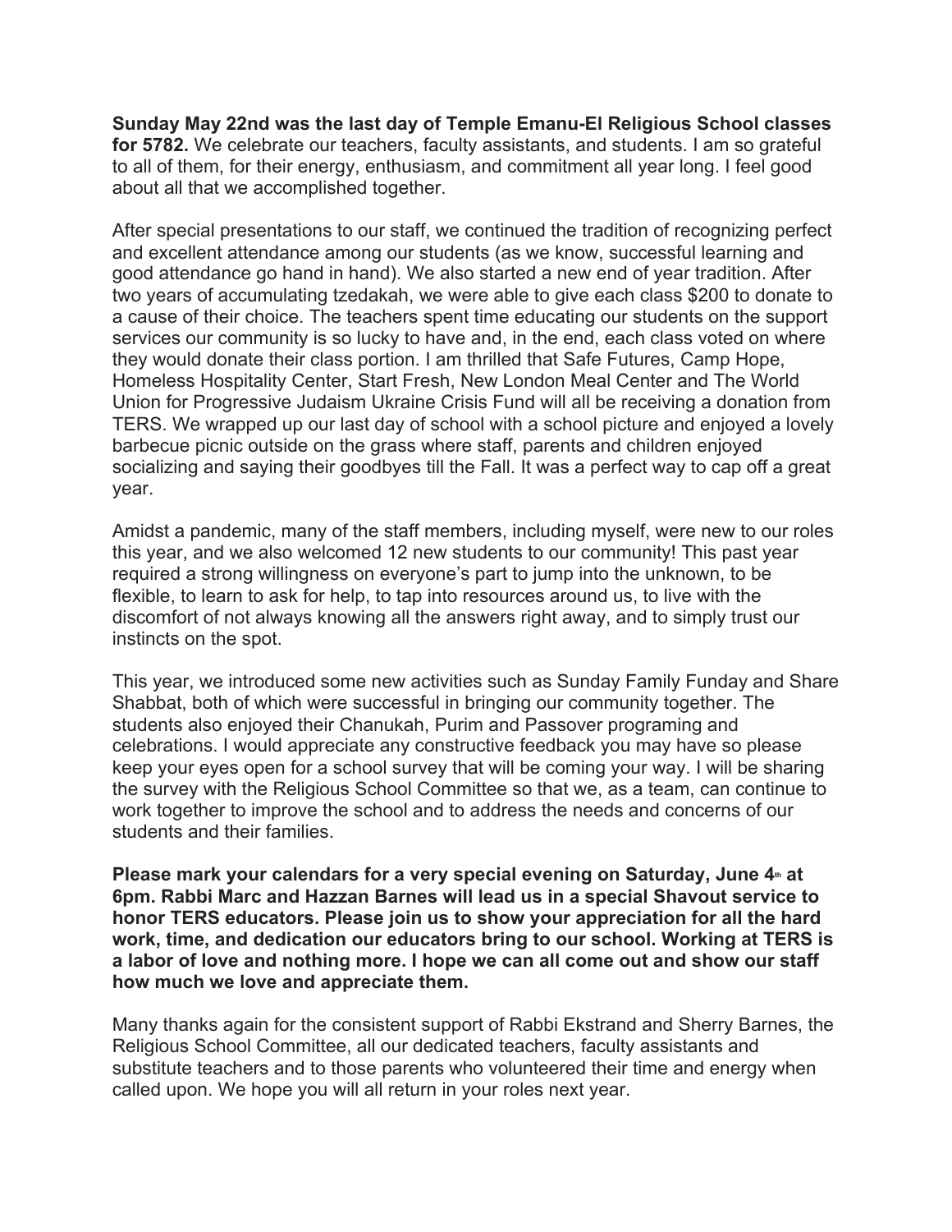**Sunday May 22nd was the last day of Temple Emanu-El Religious School classes for 5782.** We celebrate our teachers, faculty assistants, and students. I am so grateful to all of them, for their energy, enthusiasm, and commitment all year long. I feel good about all that we accomplished together.

After special presentations to our staff, we continued the tradition of recognizing perfect and excellent attendance among our students (as we know, successful learning and good attendance go hand in hand). We also started a new end of year tradition. After two years of accumulating tzedakah, we were able to give each class $200 to donate to a cause of their choice. The teachers spent time educating our students on the support services our community is so lucky to have and, in the end, each class voted on where they would donate their class portion. I am thrilled that Safe Futures, Camp Hope, Homeless Hospitality Center, Start Fresh, New London Meal Center and The World Union for Progressive Judaism Ukraine Crisis Fund will all be receiving a donation from TERS. We wrapped up our last day of school with a school picture and enjoyed a lovely barbecue picnic outside on the grass where staff, parents and children enjoyed socializing and saying their goodbyes till the Fall. It was a perfect way to cap off a great year.

Amidst a pandemic, many of the staff members, including myself, were new to our roles this year, and we also welcomed 12 new students to our community! This past year required a strong willingness on everyone's part to jump into the unknown, to be flexible, to learn to ask for help, to tap into resources around us, to live with the discomfort of not always knowing all the answers right away, and to simply trust our instincts on the spot.

This year, we introduced some new activities such as Sunday Family Funday and Share Shabbat, both of which were successful in bringing our community together. The students also enjoyed their Chanukah, Purim and Passover programing and celebrations. I would appreciate any constructive feedback you may have so please keep your eyes open for a school survey that will be coming your way. I will be sharing the survey with the Religious School Committee so that we, as a team, can continue to work together to improve the school and to address the needs and concerns of our students and their families.

**Please mark your calendars for a very special evening on Saturday, June 4th at 6pm. Rabbi Marc and Hazzan Barnes will lead us in a special Shavout service to honor TERS educators. Please join us to show your appreciation for all the hard work, time, and dedication our educators bring to our school. Working at TERS is a labor of love and nothing more. I hope we can all come out and show our staff how much we love and appreciate them.**

Many thanks again for the consistent support of Rabbi Ekstrand and Sherry Barnes, the Religious School Committee, all our dedicated teachers, faculty assistants and substitute teachers and to those parents who volunteered their time and energy when called upon. We hope you will all return in your roles next year.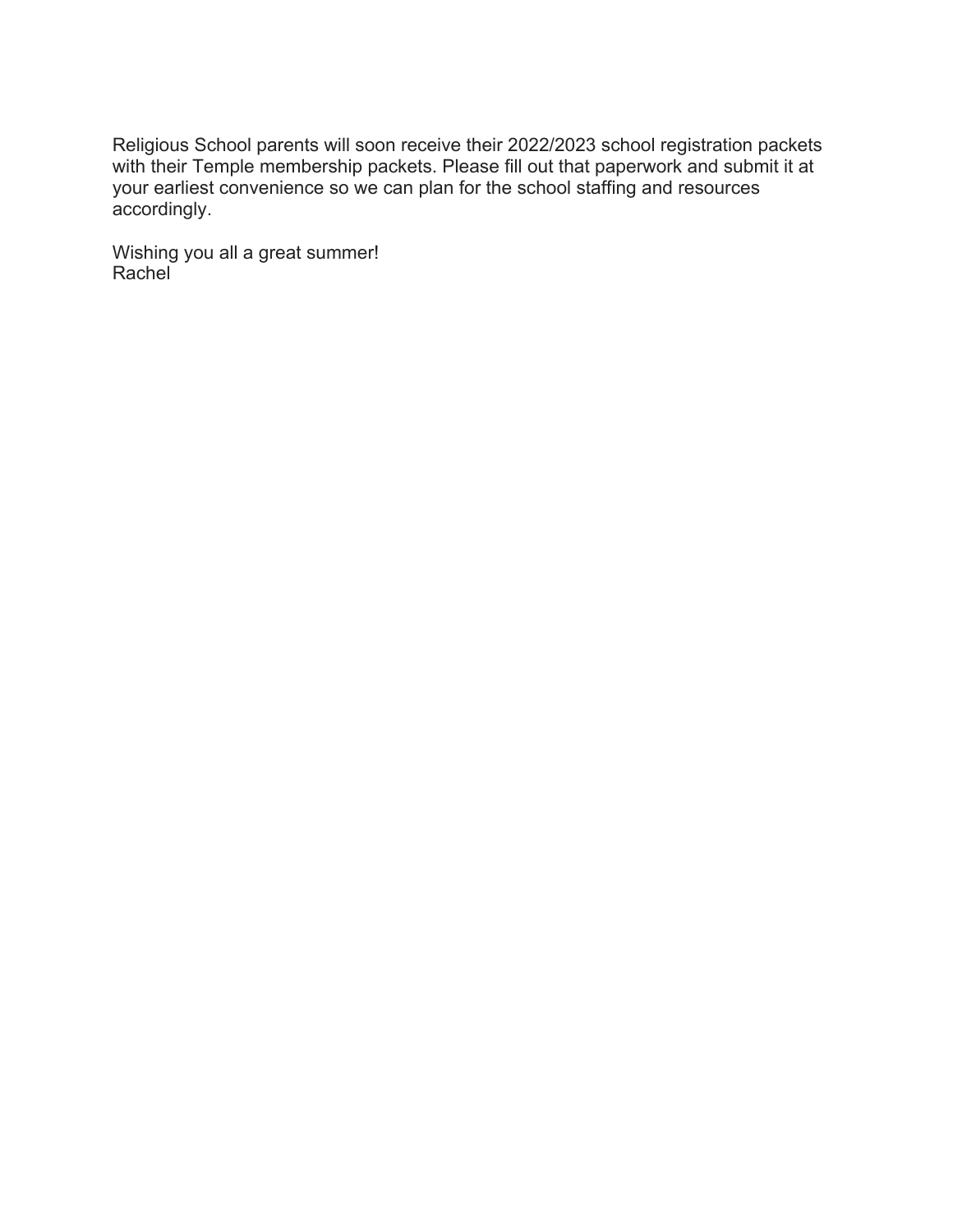Religious School parents will soon receive their 2022/2023 school registration packets with their Temple membership packets. Please fill out that paperwork and submit it at your earliest convenience so we can plan for the school staffing and resources accordingly.

Wishing you all a great summer!
Rachel